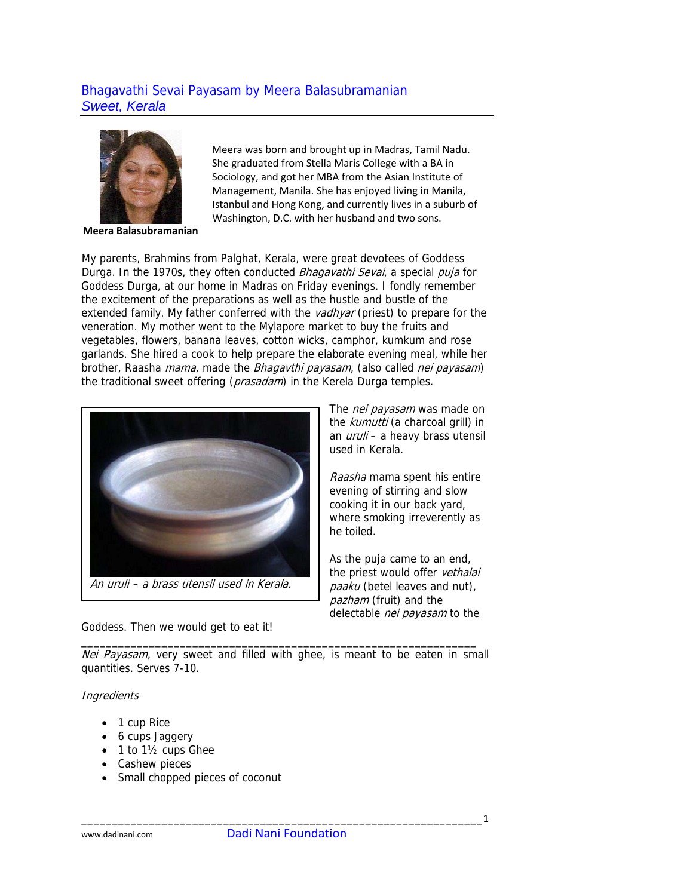# Bhagavathi Sevai Payasam by Meera Balasubramanian

*Sweet, Kerala*

**Meera Balasubramanian**

Meera was born and brought up in Madras, Tamil Nadu. She graduated from Stella Maris College with a BA in Sociology, and got her MBA from the Asian Institute of Management, Manila. She has enjoyed living in Manila, Istanbul and Hong Kong, and currently lives in a suburb of Washington, D.C. with her husband and two sons.

My parents, Brahmins from Palghat, Kerala, were great devotees of Goddess Durga. In the 1970s, they often conducted *Bhagavathi Sevai*, a special *puja* for Goddess Durga, at our home in Madras on Friday evenings. I fondly remember the excitement of the preparations as well as the hustle and bustle of the extended family. My father conferred with the *vadhyar* (priest) to prepare for the veneration. My mother went to the Mylapore market to buy the fruits and vegetables, flowers, banana leaves, cotton wicks, camphor, kumkum and rose garlands. She hired a cook to help prepare the elaborate evening meal, while her brother, Raasha *mama*, made the *Bhagavthi payasam*, (also called *nei payasam*) the traditional sweet offering (*prasadam*) in the Kerela Durga temples.

*An uruli – a brass utensil used in Kerala.*

The *nei payasam* was made on the *kumutti* (a charcoal grill) in an *uruli* – a heavy brass utensil used in Kerala.

*Raasha* mama spent his entire evening of stirring and slow cooking it in our back yard, where smoking irreverently as he toiled.

As the puja came to an end, the priest would offer *vethalai paaku* (betel leaves and nut), *pazham* (fruit) and the delectable *nei payasam* to the Goddess. Then we would get to eat it!

---

*Nei Payasam*, very sweet and filled with ghee, is meant to be eaten in small quantities. Serves 7-10.

*Ingredients*

- 1 cup Rice
- 6 cups Jaggery
- 1 to 1½ cups Ghee
- Cashew pieces
- Small chopped pieces of coconut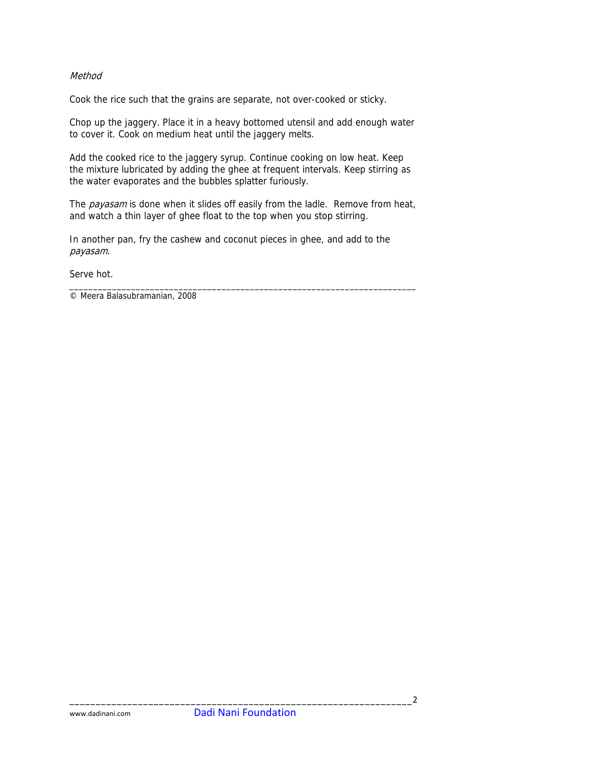*Method*

Cook the rice such that the grains are separate, not over-cooked or sticky.

Chop up the jaggery. Place it in a heavy bottomed utensil and add enough water to cover it. Cook on medium heat until the jaggery melts.

Add the cooked rice to the jaggery syrup. Continue cooking on low heat. Keep the mixture lubricated by adding the ghee at frequent intervals. Keep stirring as the water evaporates and the bubbles splatter furiously.

The *payasam* is done when it slides off easily from the ladle.  Remove from heat, and watch a thin layer of ghee float to the top when you stop stirring.

In another pan, fry the cashew and coconut pieces in ghee, and add to the *payasam*.

Serve hot.

---

© Meera Balasubramanian, 2008